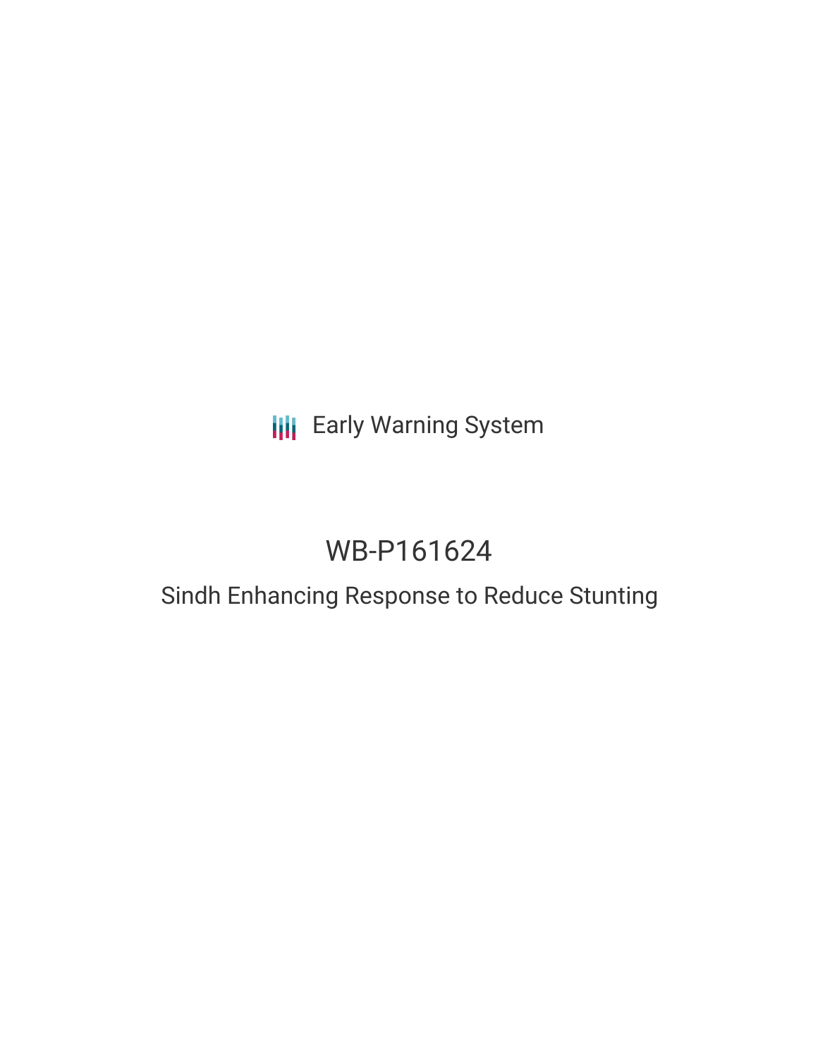Early Warning System

# WB-P161624

## Sindh Enhancing Response to Reduce Stunting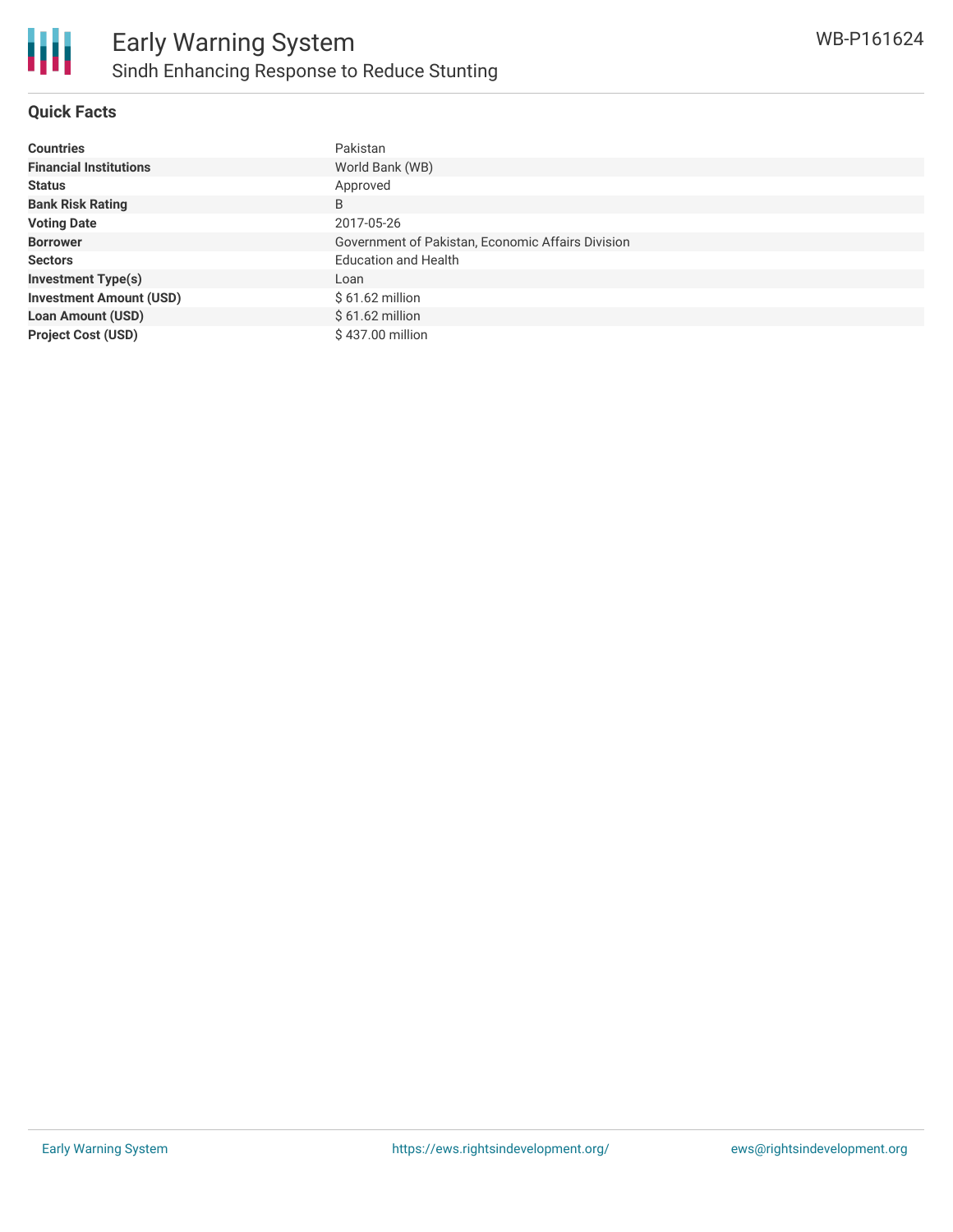## Quick Facts

| | |
|---|---|
| **Countries** | Pakistan |
| **Financial Institutions** | World Bank (WB) |
| **Status** | Approved |
| **Bank Risk Rating** | B |
| **Voting Date** | 2017-05-26 |
| **Borrower** | Government of Pakistan, Economic Affairs Division |
| **Sectors** | Education and Health |
| **Investment Type(s)** | Loan |
| **Investment Amount (USD)** | $ 61.62 million |
| **Loan Amount (USD)** | $ 61.62 million |
| **Project Cost (USD)** | $ 437.00 million |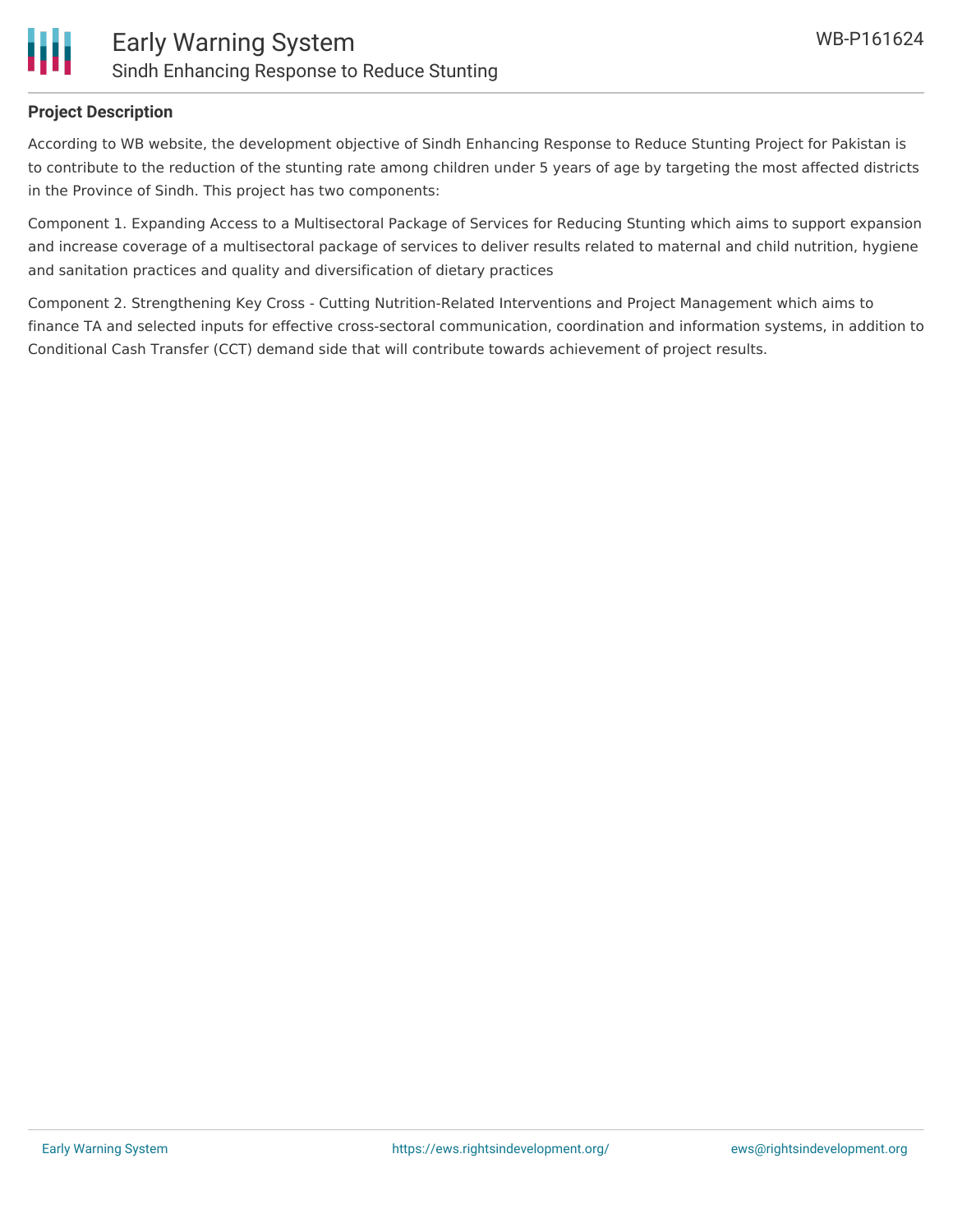**Project Description**

According to WB website, the development objective of Sindh Enhancing Response to Reduce Stunting Project for Pakistan is to contribute to the reduction of the stunting rate among children under 5 years of age by targeting the most affected districts in the Province of Sindh. This project has two components:

Component 1. Expanding Access to a Multisectoral Package of Services for Reducing Stunting which aims to support expansion and increase coverage of a multisectoral package of services to deliver results related to maternal and child nutrition, hygiene and sanitation practices and quality and diversification of dietary practices

Component 2. Strengthening Key Cross - Cutting Nutrition-Related Interventions and Project Management which aims to finance TA and selected inputs for effective cross-sectoral communication, coordination and information systems, in addition to Conditional Cash Transfer (CCT) demand side that will contribute towards achievement of project results.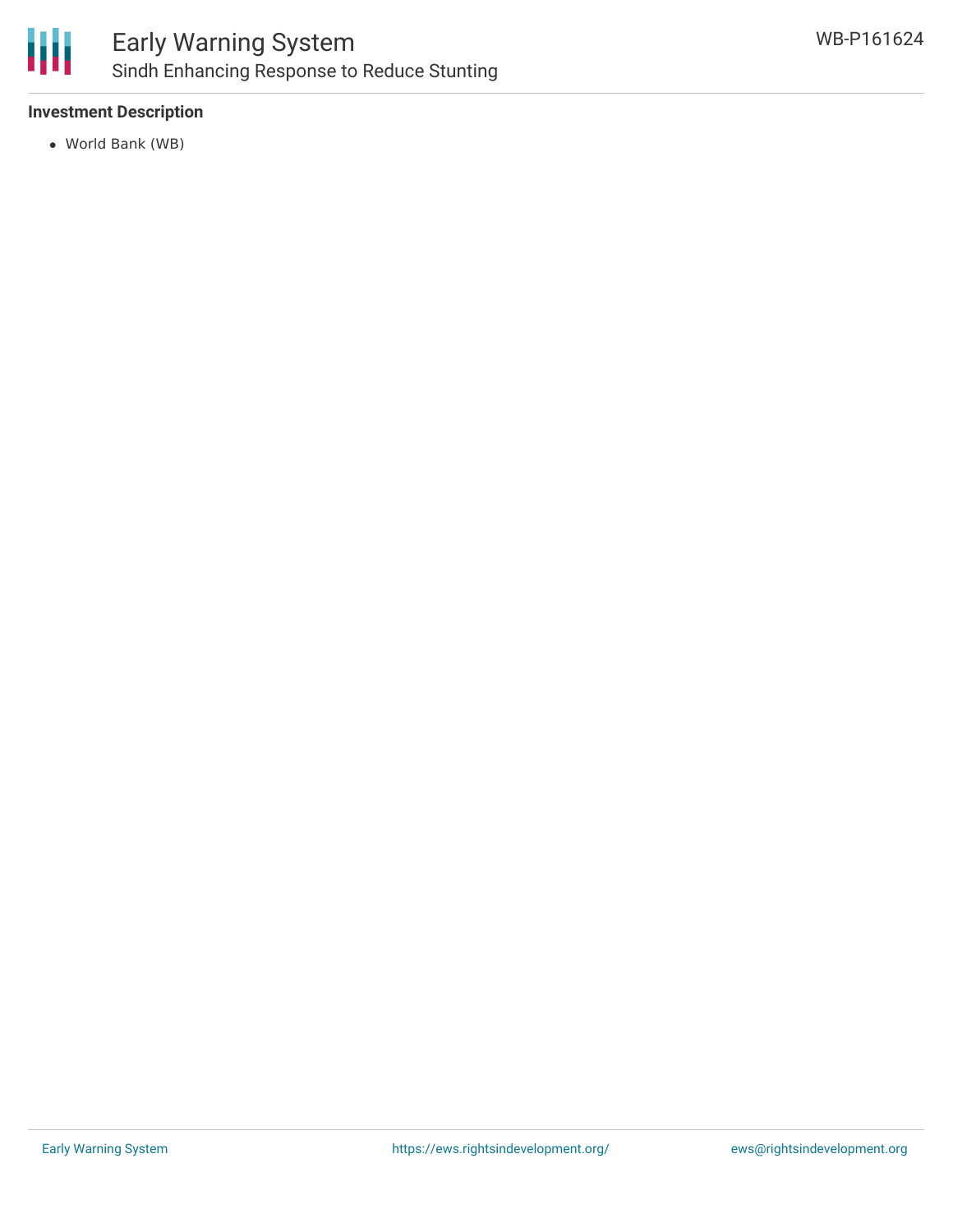**Investment Description**

- World Bank (WB)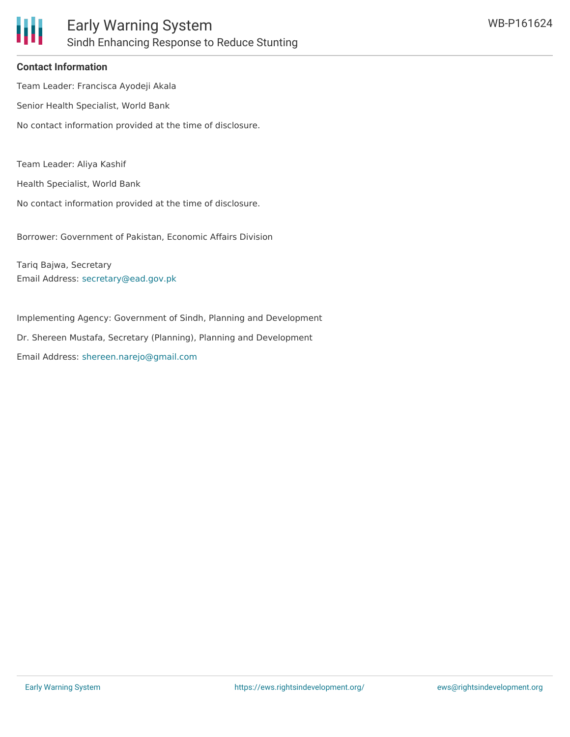### Contact Information

Team Leader: Francisca Ayodeji Akala

Senior Health Specialist, World Bank

No contact information provided at the time of disclosure.

Team Leader: Aliya Kashif

Health Specialist, World Bank

No contact information provided at the time of disclosure.

Borrower: Government of Pakistan, Economic Affairs Division

Tariq Bajwa, Secretary
Email Address: secretary@ead.gov.pk

Implementing Agency: Government of Sindh, Planning and Development

Dr. Shereen Mustafa, Secretary (Planning), Planning and Development

Email Address: shereen.narejo@gmail.com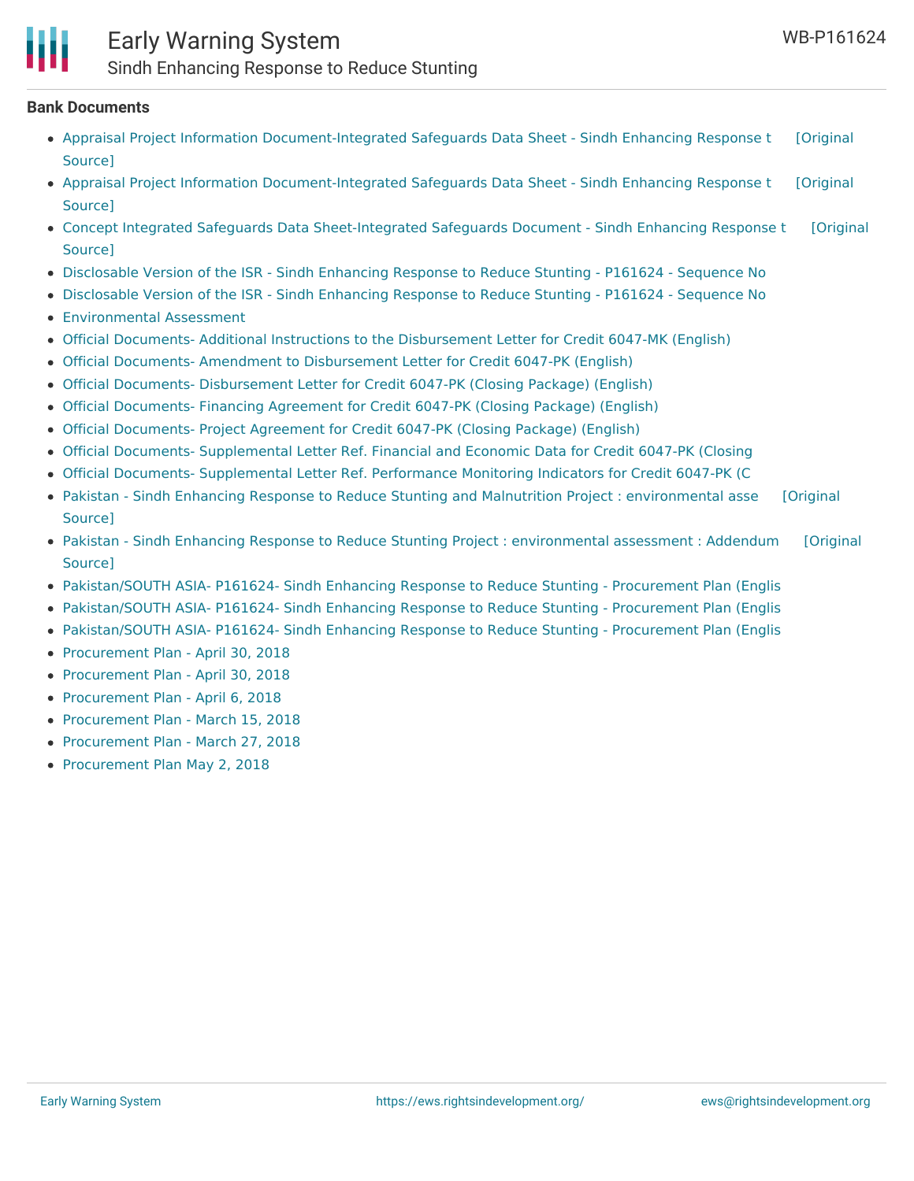**Bank Documents**

- Appraisal Project Information Document-Integrated Safeguards Data Sheet - Sindh Enhancing Response t [Original Source]
- Appraisal Project Information Document-Integrated Safeguards Data Sheet - Sindh Enhancing Response t [Original Source]
- Concept Integrated Safeguards Data Sheet-Integrated Safeguards Document - Sindh Enhancing Response t [Original Source]
- Disclosable Version of the ISR - Sindh Enhancing Response to Reduce Stunting - P161624 - Sequence No
- Disclosable Version of the ISR - Sindh Enhancing Response to Reduce Stunting - P161624 - Sequence No
- Environmental Assessment
- Official Documents- Additional Instructions to the Disbursement Letter for Credit 6047-MK (English)
- Official Documents- Amendment to Disbursement Letter for Credit 6047-PK (English)
- Official Documents- Disbursement Letter for Credit 6047-PK (Closing Package) (English)
- Official Documents- Financing Agreement for Credit 6047-PK (Closing Package) (English)
- Official Documents- Project Agreement for Credit 6047-PK (Closing Package) (English)
- Official Documents- Supplemental Letter Ref. Financial and Economic Data for Credit 6047-PK (Closing
- Official Documents- Supplemental Letter Ref. Performance Monitoring Indicators for Credit 6047-PK (C
- Pakistan - Sindh Enhancing Response to Reduce Stunting and Malnutrition Project : environmental asse [Original Source]
- Pakistan - Sindh Enhancing Response to Reduce Stunting Project : environmental assessment : Addendum [Original Source]
- Pakistan/SOUTH ASIA- P161624- Sindh Enhancing Response to Reduce Stunting - Procurement Plan (Englis
- Pakistan/SOUTH ASIA- P161624- Sindh Enhancing Response to Reduce Stunting - Procurement Plan (Englis
- Pakistan/SOUTH ASIA- P161624- Sindh Enhancing Response to Reduce Stunting - Procurement Plan (Englis
- Procurement Plan - April 30, 2018
- Procurement Plan - April 30, 2018
- Procurement Plan - April 6, 2018
- Procurement Plan - March 15, 2018
- Procurement Plan - March 27, 2018
- Procurement Plan May 2, 2018